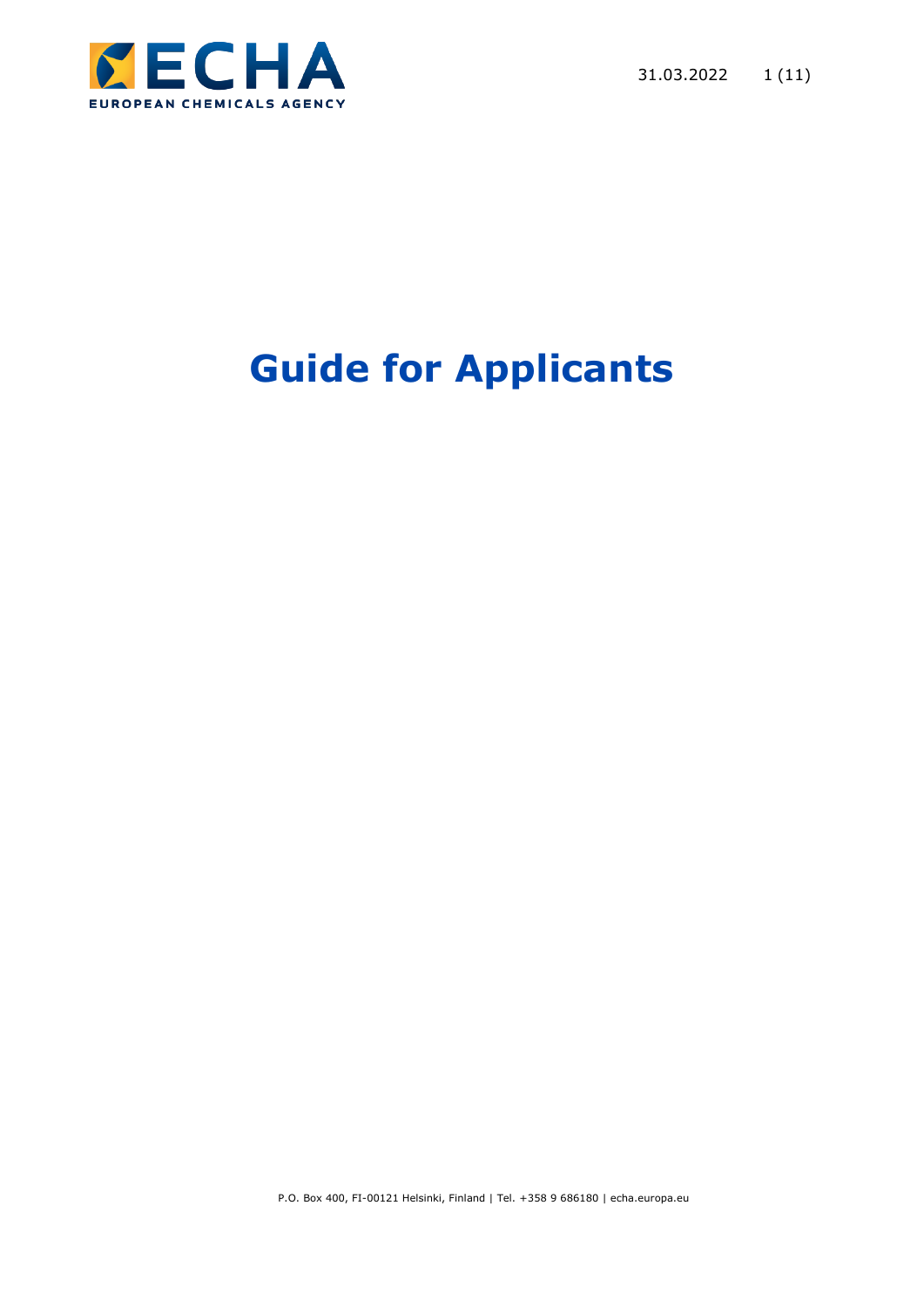# Guide for Applicants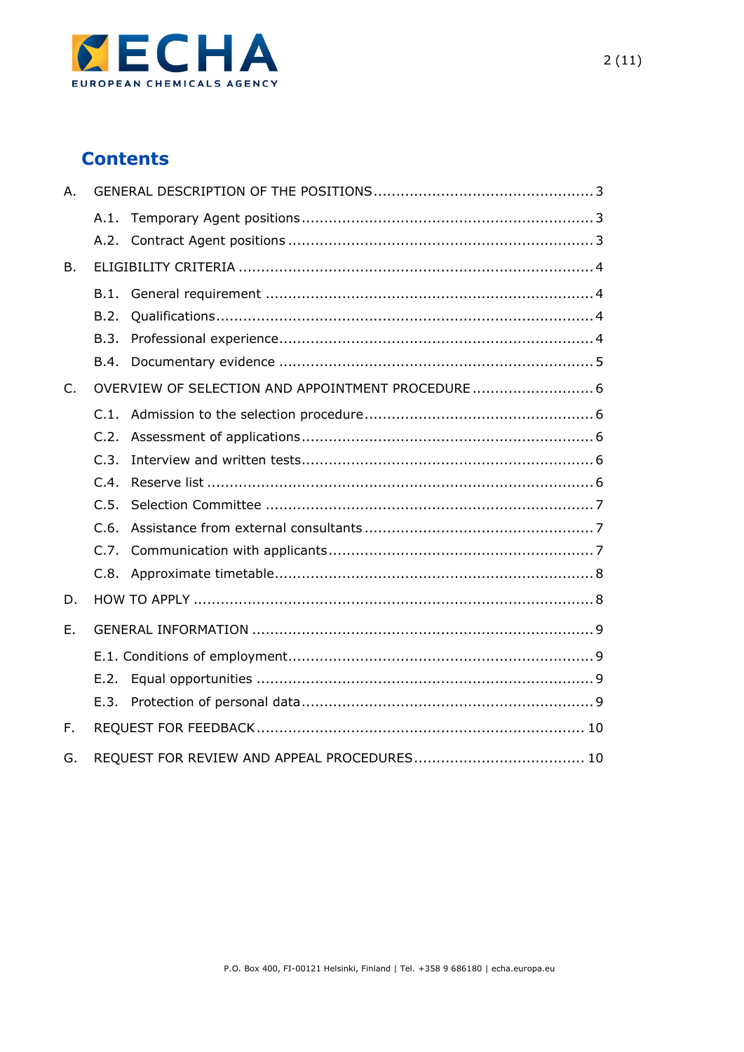## Contents

A. GENERAL DESCRIPTION OF THE POSITIONS ... 3

- A.1. Temporary Agent positions ... 3
- A.2. Contract Agent positions ... 3

B. ELIGIBILITY CRITERIA ... 4

- B.1. General requirement ... 4
- B.2. Qualifications ... 4
- B.3. Professional experience ... 4
- B.4. Documentary evidence ... 5

C. OVERVIEW OF SELECTION AND APPOINTMENT PROCEDURE ... 6

- C.1. Admission to the selection procedure ... 6
- C.2. Assessment of applications ... 6
- C.3. Interview and written tests ... 6
- C.4. Reserve list ... 6
- C.5. Selection Committee ... 7
- C.6. Assistance from external consultants ... 7
- C.7. Communication with applicants ... 7
- C.8. Approximate timetable ... 8

D. HOW TO APPLY ... 8

E. GENERAL INFORMATION ... 9

- E.1. Conditions of employment ... 9
- E.2. Equal opportunities ... 9
- E.3. Protection of personal data ... 9

F. REQUEST FOR FEEDBACK ... 10

G. REQUEST FOR REVIEW AND APPEAL PROCEDURES ... 10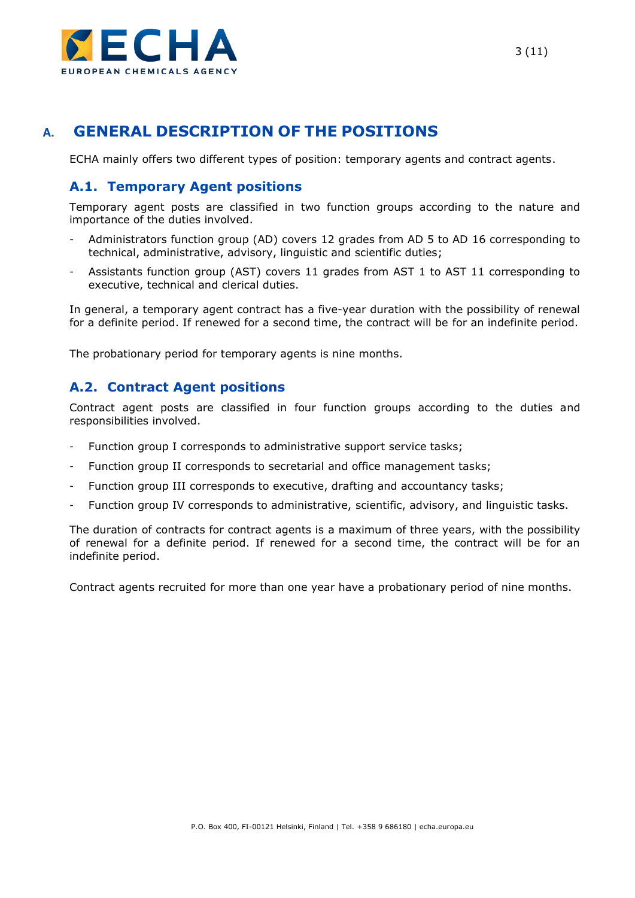# A. GENERAL DESCRIPTION OF THE POSITIONS

ECHA mainly offers two different types of position: temporary agents and contract agents.

## A.1. Temporary Agent positions

Temporary agent posts are classified in two function groups according to the nature and importance of the duties involved.

- Administrators function group (AD) covers 12 grades from AD 5 to AD 16 corresponding to technical, administrative, advisory, linguistic and scientific duties;
- Assistants function group (AST) covers 11 grades from AST 1 to AST 11 corresponding to executive, technical and clerical duties.

In general, a temporary agent contract has a five-year duration with the possibility of renewal for a definite period. If renewed for a second time, the contract will be for an indefinite period.

The probationary period for temporary agents is nine months.

## A.2. Contract Agent positions

Contract agent posts are classified in four function groups according to the duties and responsibilities involved.

- Function group I corresponds to administrative support service tasks;
- Function group II corresponds to secretarial and office management tasks;
- Function group III corresponds to executive, drafting and accountancy tasks;
- Function group IV corresponds to administrative, scientific, advisory, and linguistic tasks.

The duration of contracts for contract agents is a maximum of three years, with the possibility of renewal for a definite period. If renewed for a second time, the contract will be for an indefinite period.

Contract agents recruited for more than one year have a probationary period of nine months.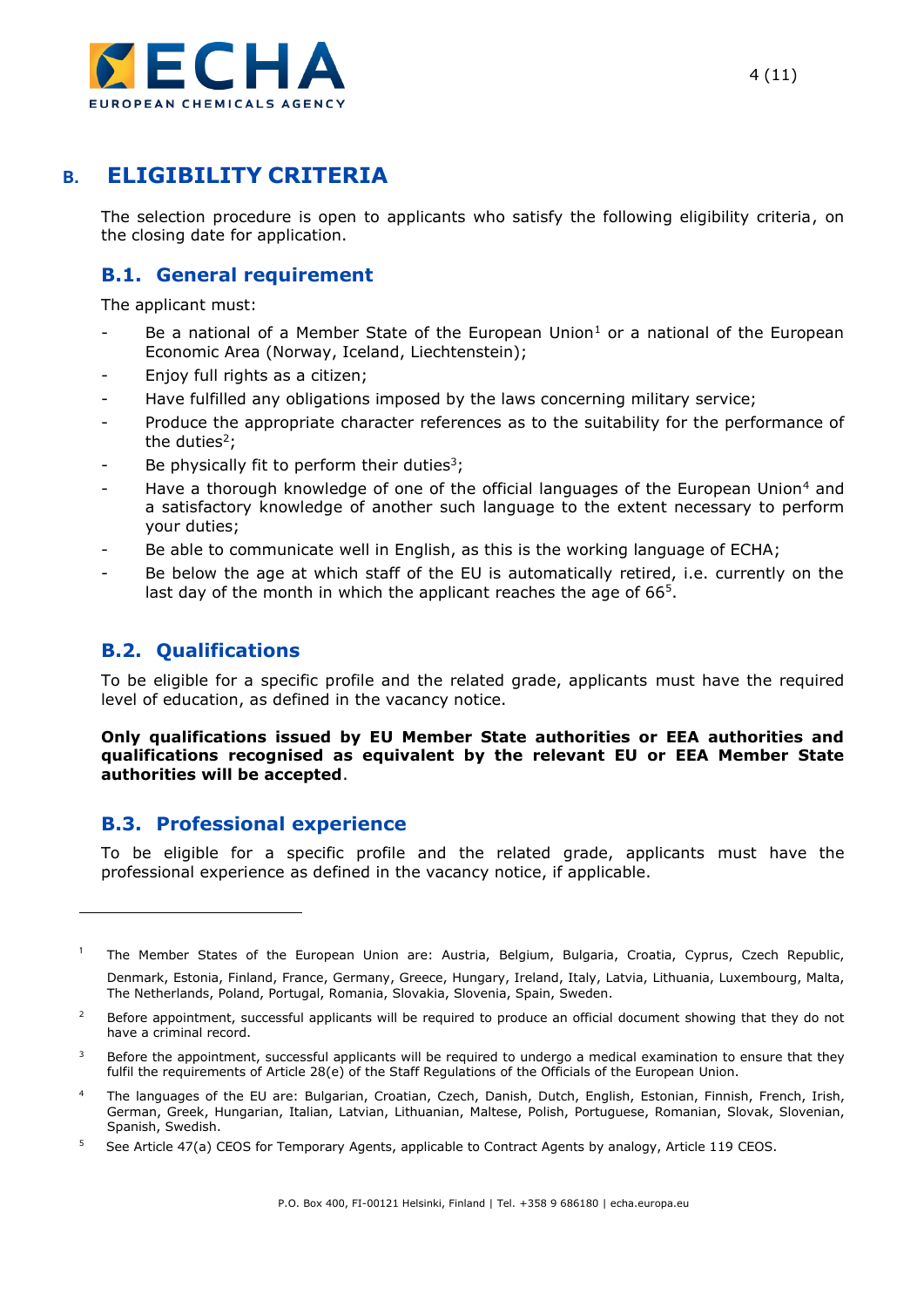## B. ELIGIBILITY CRITERIA

The selection procedure is open to applicants who satisfy the following eligibility criteria, on the closing date for application.

### B.1. General requirement

The applicant must:

- Be a national of a Member State of the European Union[1] or a national of the European Economic Area (Norway, Iceland, Liechtenstein);
- Enjoy full rights as a citizen;
- Have fulfilled any obligations imposed by the laws concerning military service;
- Produce the appropriate character references as to the suitability for the performance of the duties[2];
- Be physically fit to perform their duties[3];
- Have a thorough knowledge of one of the official languages of the European Union[4] and a satisfactory knowledge of another such language to the extent necessary to perform your duties;
- Be able to communicate well in English, as this is the working language of ECHA;
- Be below the age at which staff of the EU is automatically retired, i.e. currently on the last day of the month in which the applicant reaches the age of 66[5].

### B.2. Qualifications

To be eligible for a specific profile and the related grade, applicants must have the required level of education, as defined in the vacancy notice.

**Only qualifications issued by EU Member State authorities or EEA authorities and qualifications recognised as equivalent by the relevant EU or EEA Member State authorities will be accepted**.

### B.3. Professional experience

To be eligible for a specific profile and the related grade, applicants must have the professional experience as defined in the vacancy notice, if applicable.

---

[1] The Member States of the European Union are: Austria, Belgium, Bulgaria, Croatia, Cyprus, Czech Republic, Denmark, Estonia, Finland, France, Germany, Greece, Hungary, Ireland, Italy, Latvia, Lithuania, Luxembourg, Malta, The Netherlands, Poland, Portugal, Romania, Slovakia, Slovenia, Spain, Sweden.

[2] Before appointment, successful applicants will be required to produce an official document showing that they do not have a criminal record.

[3] Before the appointment, successful applicants will be required to undergo a medical examination to ensure that they fulfil the requirements of Article 28(e) of the Staff Regulations of the Officials of the European Union.

[4] The languages of the EU are: Bulgarian, Croatian, Czech, Danish, Dutch, English, Estonian, Finnish, French, Irish, German, Greek, Hungarian, Italian, Latvian, Lithuanian, Maltese, Polish, Portuguese, Romanian, Slovak, Slovenian, Spanish, Swedish.

[5] See Article 47(a) CEOS for Temporary Agents, applicable to Contract Agents by analogy, Article 119 CEOS.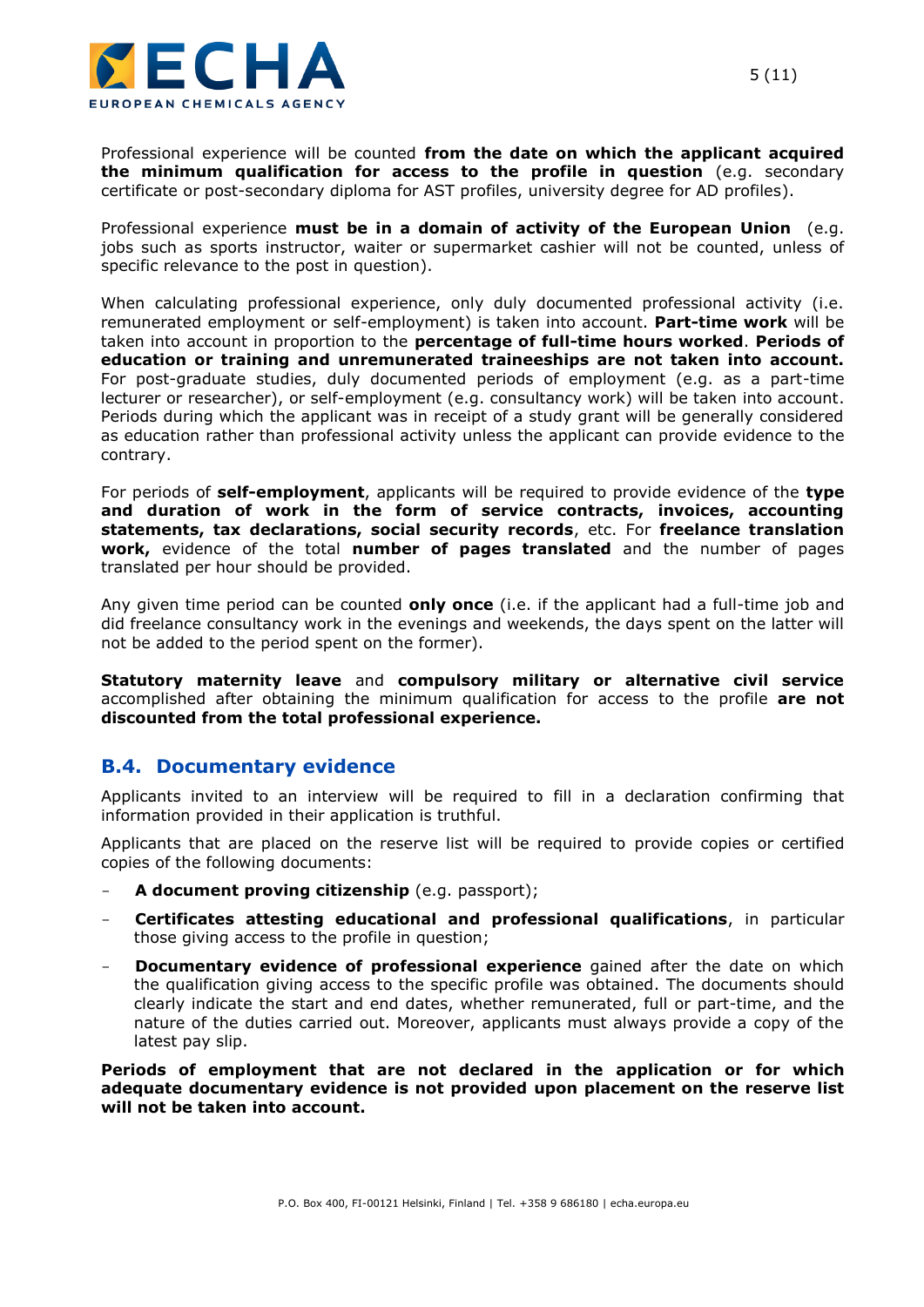Professional experience will be counted **from the date on which the applicant acquired the minimum qualification for access to the profile in question** (e.g. secondary certificate or post-secondary diploma for AST profiles, university degree for AD profiles).

Professional experience **must be in a domain of activity of the European Union** (e.g. jobs such as sports instructor, waiter or supermarket cashier will not be counted, unless of specific relevance to the post in question).

When calculating professional experience, only duly documented professional activity (i.e. remunerated employment or self-employment) is taken into account. **Part-time work** will be taken into account in proportion to the **percentage of full-time hours worked**. **Periods of education or training and unremunerated traineeships are not taken into account.** For post-graduate studies, duly documented periods of employment (e.g. as a part-time lecturer or researcher), or self-employment (e.g. consultancy work) will be taken into account. Periods during which the applicant was in receipt of a study grant will be generally considered as education rather than professional activity unless the applicant can provide evidence to the contrary.

For periods of **self-employment**, applicants will be required to provide evidence of the **type and duration of work in the form of service contracts, invoices, accounting statements, tax declarations, social security records**, etc. For **freelance translation work,** evidence of the total **number of pages translated** and the number of pages translated per hour should be provided.

Any given time period can be counted **only once** (i.e. if the applicant had a full-time job and did freelance consultancy work in the evenings and weekends, the days spent on the latter will not be added to the period spent on the former).

**Statutory maternity leave** and **compulsory military or alternative civil service** accomplished after obtaining the minimum qualification for access to the profile **are not discounted from the total professional experience.**

## B.4. Documentary evidence

Applicants invited to an interview will be required to fill in a declaration confirming that information provided in their application is truthful.

Applicants that are placed on the reserve list will be required to provide copies or certified copies of the following documents:

- **A document proving citizenship** (e.g. passport);
- **Certificates attesting educational and professional qualifications**, in particular those giving access to the profile in question;
- **Documentary evidence of professional experience** gained after the date on which the qualification giving access to the specific profile was obtained. The documents should clearly indicate the start and end dates, whether remunerated, full or part-time, and the nature of the duties carried out. Moreover, applicants must always provide a copy of the latest pay slip.

**Periods of employment that are not declared in the application or for which adequate documentary evidence is not provided upon placement on the reserve list will not be taken into account.**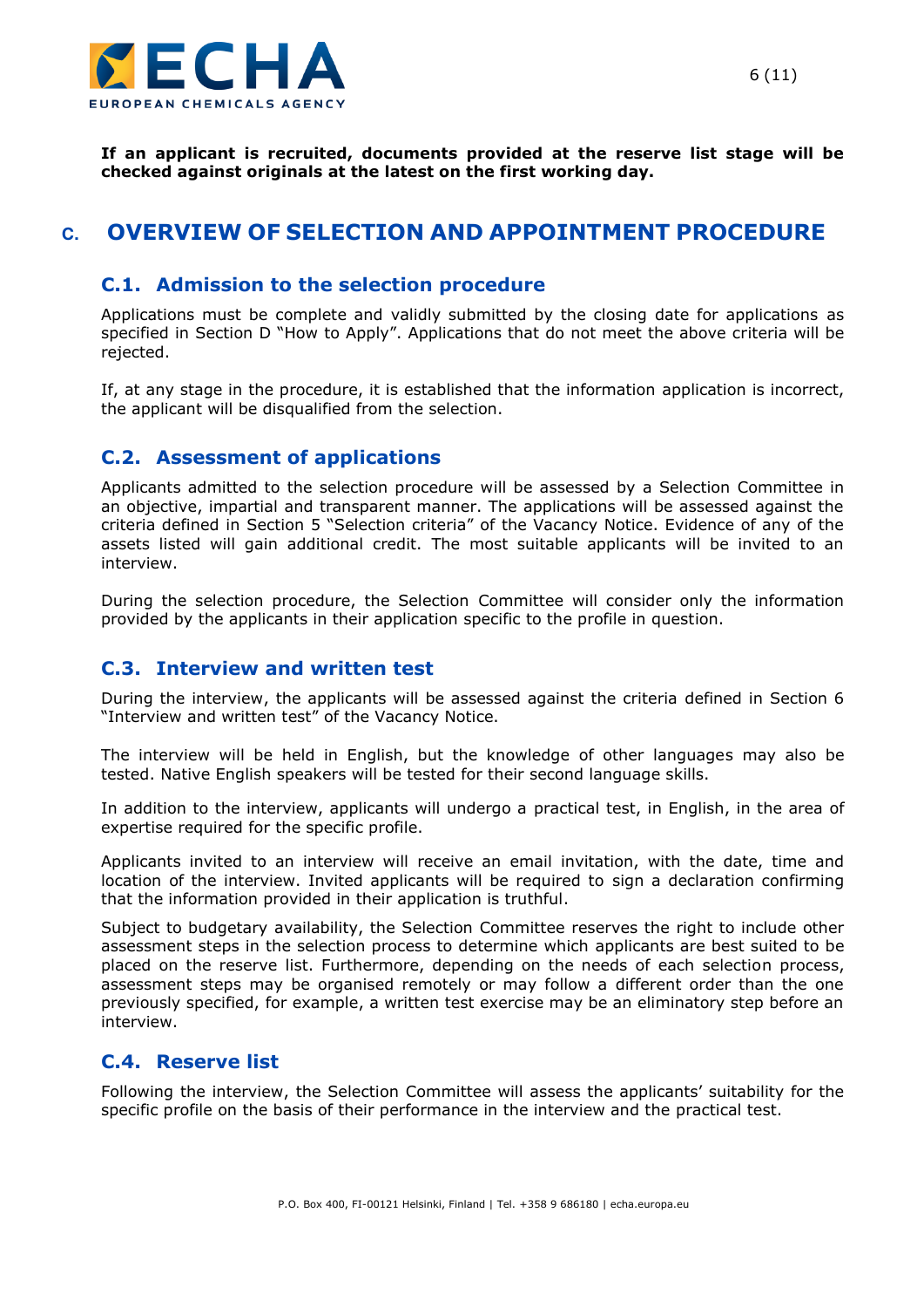**If an applicant is recruited, documents provided at the reserve list stage will be checked against originals at the latest on the first working day.**

# C. OVERVIEW OF SELECTION AND APPOINTMENT PROCEDURE

## C.1. Admission to the selection procedure

Applications must be complete and validly submitted by the closing date for applications as specified in Section D "How to Apply". Applications that do not meet the above criteria will be rejected.

If, at any stage in the procedure, it is established that the information application is incorrect, the applicant will be disqualified from the selection.

## C.2. Assessment of applications

Applicants admitted to the selection procedure will be assessed by a Selection Committee in an objective, impartial and transparent manner. The applications will be assessed against the criteria defined in Section 5 "Selection criteria" of the Vacancy Notice. Evidence of any of the assets listed will gain additional credit. The most suitable applicants will be invited to an interview.

During the selection procedure, the Selection Committee will consider only the information provided by the applicants in their application specific to the profile in question.

## C.3. Interview and written test

During the interview, the applicants will be assessed against the criteria defined in Section 6 "Interview and written test" of the Vacancy Notice.

The interview will be held in English, but the knowledge of other languages may also be tested. Native English speakers will be tested for their second language skills.

In addition to the interview, applicants will undergo a practical test, in English, in the area of expertise required for the specific profile.

Applicants invited to an interview will receive an email invitation, with the date, time and location of the interview. Invited applicants will be required to sign a declaration confirming that the information provided in their application is truthful.

Subject to budgetary availability, the Selection Committee reserves the right to include other assessment steps in the selection process to determine which applicants are best suited to be placed on the reserve list. Furthermore, depending on the needs of each selection process, assessment steps may be organised remotely or may follow a different order than the one previously specified, for example, a written test exercise may be an eliminatory step before an interview.

## C.4. Reserve list

Following the interview, the Selection Committee will assess the applicants' suitability for the specific profile on the basis of their performance in the interview and the practical test.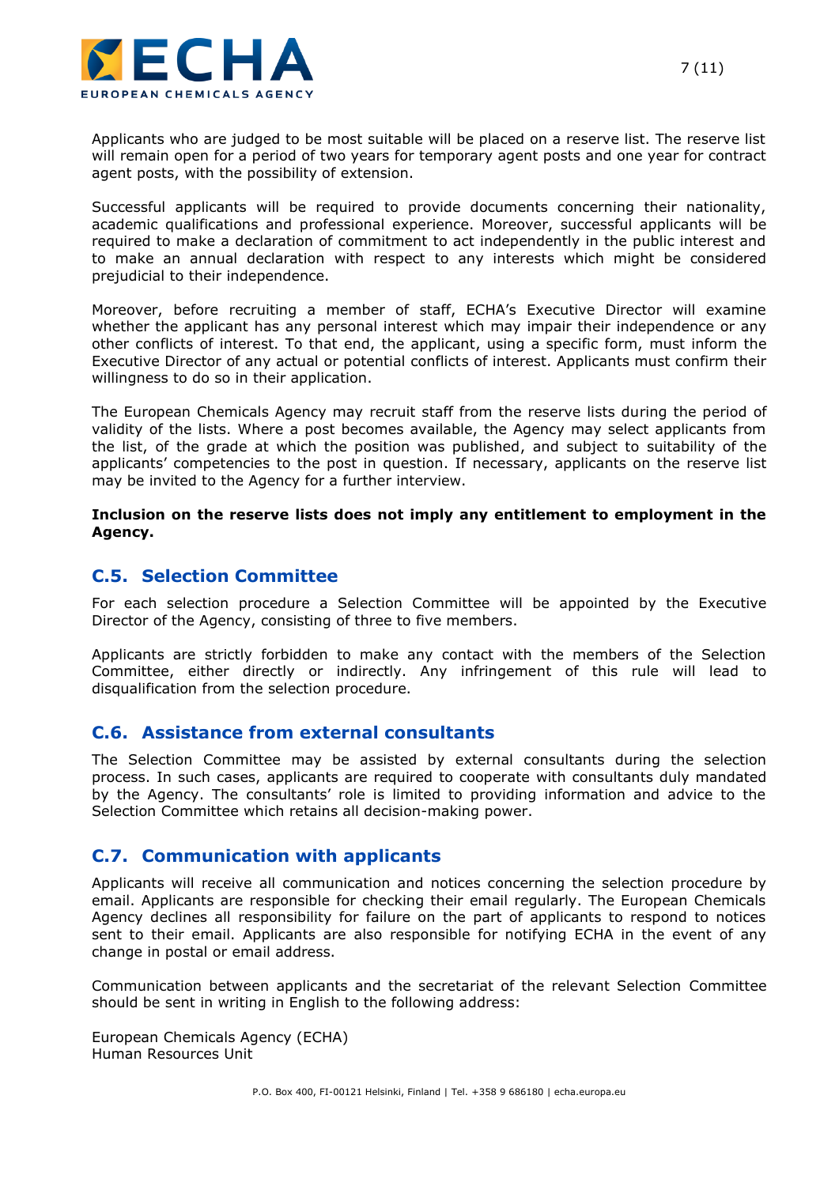Applicants who are judged to be most suitable will be placed on a reserve list. The reserve list will remain open for a period of two years for temporary agent posts and one year for contract agent posts, with the possibility of extension.

Successful applicants will be required to provide documents concerning their nationality, academic qualifications and professional experience. Moreover, successful applicants will be required to make a declaration of commitment to act independently in the public interest and to make an annual declaration with respect to any interests which might be considered prejudicial to their independence.

Moreover, before recruiting a member of staff, ECHA's Executive Director will examine whether the applicant has any personal interest which may impair their independence or any other conflicts of interest. To that end, the applicant, using a specific form, must inform the Executive Director of any actual or potential conflicts of interest. Applicants must confirm their willingness to do so in their application.

The European Chemicals Agency may recruit staff from the reserve lists during the period of validity of the lists. Where a post becomes available, the Agency may select applicants from the list, of the grade at which the position was published, and subject to suitability of the applicants' competencies to the post in question. If necessary, applicants on the reserve list may be invited to the Agency for a further interview.

**Inclusion on the reserve lists does not imply any entitlement to employment in the Agency.**

## C.5. Selection Committee

For each selection procedure a Selection Committee will be appointed by the Executive Director of the Agency, consisting of three to five members.

Applicants are strictly forbidden to make any contact with the members of the Selection Committee, either directly or indirectly. Any infringement of this rule will lead to disqualification from the selection procedure.

## C.6. Assistance from external consultants

The Selection Committee may be assisted by external consultants during the selection process. In such cases, applicants are required to cooperate with consultants duly mandated by the Agency. The consultants' role is limited to providing information and advice to the Selection Committee which retains all decision-making power.

## C.7. Communication with applicants

Applicants will receive all communication and notices concerning the selection procedure by email. Applicants are responsible for checking their email regularly. The European Chemicals Agency declines all responsibility for failure on the part of applicants to respond to notices sent to their email. Applicants are also responsible for notifying ECHA in the event of any change in postal or email address.

Communication between applicants and the secretariat of the relevant Selection Committee should be sent in writing in English to the following address:

European Chemicals Agency (ECHA)
Human Resources Unit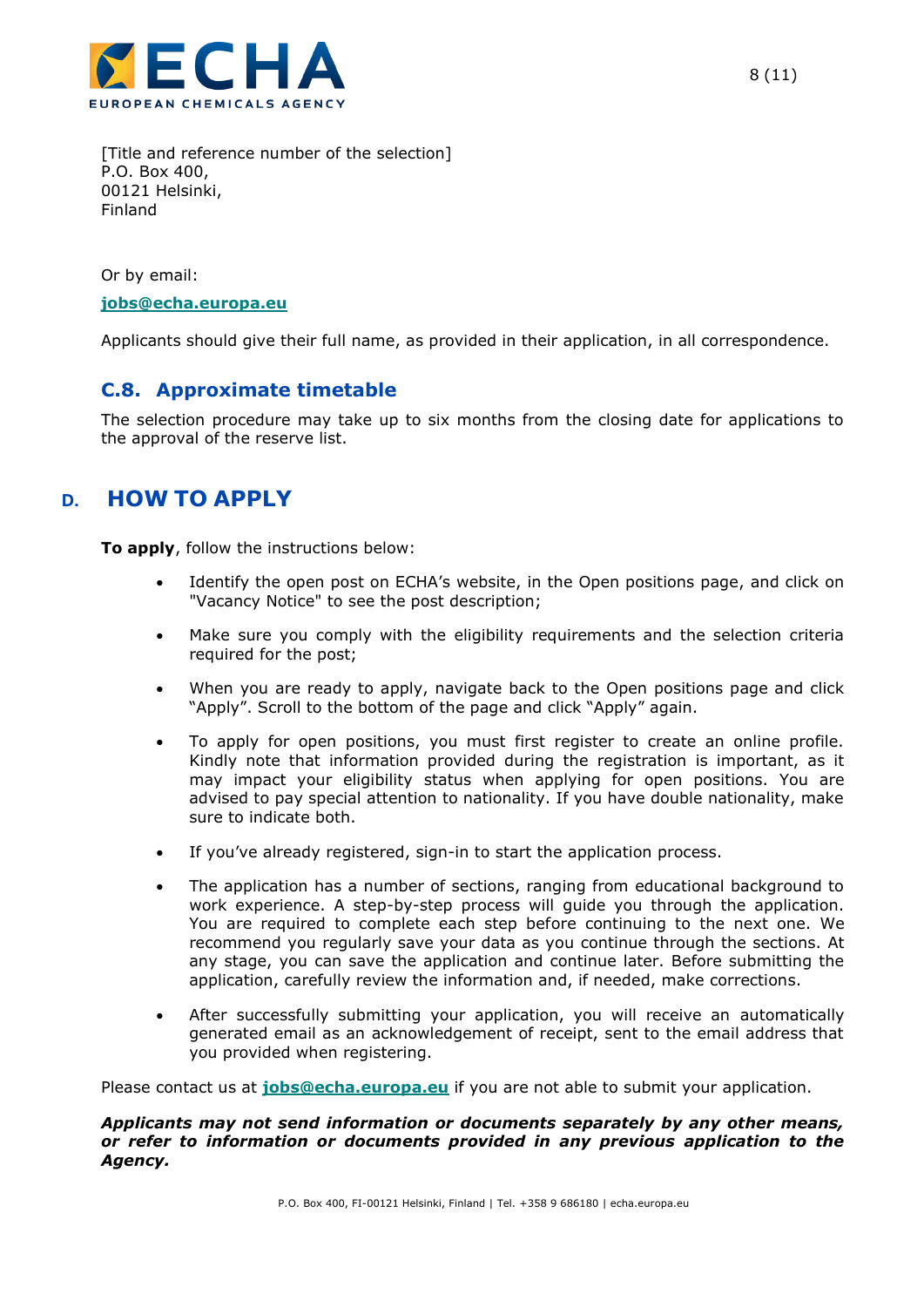[Title and reference number of the selection]
P.O. Box 400,
00121 Helsinki,
Finland

Or by email:

**jobs@echa.europa.eu**

Applicants should give their full name, as provided in their application, in all correspondence.

### C.8. Approximate timetable

The selection procedure may take up to six months from the closing date for applications to the approval of the reserve list.

## D. HOW TO APPLY

**To apply**, follow the instructions below:

- Identify the open post on ECHA's website, in the Open positions page, and click on "Vacancy Notice" to see the post description;
- Make sure you comply with the eligibility requirements and the selection criteria required for the post;
- When you are ready to apply, navigate back to the Open positions page and click "Apply". Scroll to the bottom of the page and click "Apply" again.
- To apply for open positions, you must first register to create an online profile. Kindly note that information provided during the registration is important, as it may impact your eligibility status when applying for open positions. You are advised to pay special attention to nationality. If you have double nationality, make sure to indicate both.
- If you've already registered, sign-in to start the application process.
- The application has a number of sections, ranging from educational background to work experience. A step-by-step process will guide you through the application. You are required to complete each step before continuing to the next one. We recommend you regularly save your data as you continue through the sections. At any stage, you can save the application and continue later. Before submitting the application, carefully review the information and, if needed, make corrections.
- After successfully submitting your application, you will receive an automatically generated email as an acknowledgement of receipt, sent to the email address that you provided when registering.

Please contact us at **jobs@echa.europa.eu** if you are not able to submit your application.

***Applicants may not send information or documents separately by any other means, or refer to information or documents provided in any previous application to the Agency.***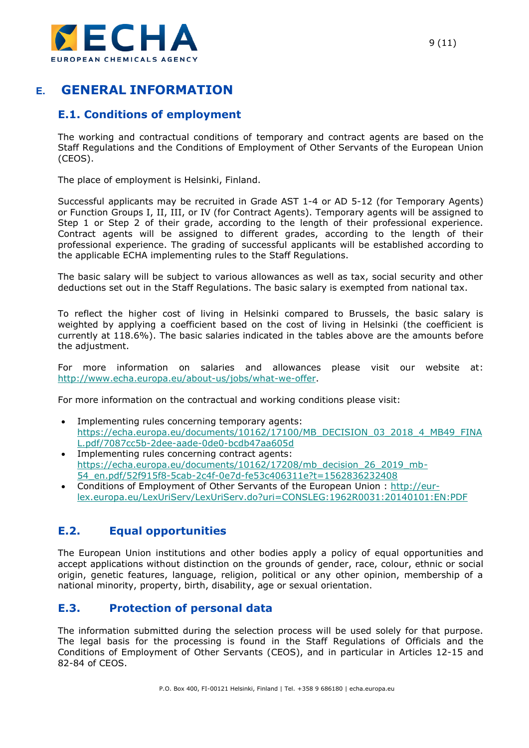# E. GENERAL INFORMATION

## E.1. Conditions of employment

The working and contractual conditions of temporary and contract agents are based on the Staff Regulations and the Conditions of Employment of Other Servants of the European Union (CEOS).

The place of employment is Helsinki, Finland.

Successful applicants may be recruited in Grade AST 1-4 or AD 5-12 (for Temporary Agents) or Function Groups I, II, III, or IV (for Contract Agents). Temporary agents will be assigned to Step 1 or Step 2 of their grade, according to the length of their professional experience. Contract agents will be assigned to different grades, according to the length of their professional experience. The grading of successful applicants will be established according to the applicable ECHA implementing rules to the Staff Regulations.

The basic salary will be subject to various allowances as well as tax, social security and other deductions set out in the Staff Regulations. The basic salary is exempted from national tax.

To reflect the higher cost of living in Helsinki compared to Brussels, the basic salary is weighted by applying a coefficient based on the cost of living in Helsinki (the coefficient is currently at 118.6%). The basic salaries indicated in the tables above are the amounts before the adjustment.

For more information on salaries and allowances please visit our website at: http://www.echa.europa.eu/about-us/jobs/what-we-offer.

For more information on the contractual and working conditions please visit:

- Implementing rules concerning temporary agents: https://echa.europa.eu/documents/10162/17100/MB_DECISION_03_2018_4_MB49_FINAL.pdf/7087cc5b-2dee-aade-0de0-bcdb47aa605d
- Implementing rules concerning contract agents: https://echa.europa.eu/documents/10162/17208/mb_decision_26_2019_mb-54_en.pdf/52f915f8-5cab-2c4f-0e7d-fe53c406311e?t=1562836232408
- Conditions of Employment of Other Servants of the European Union : http://eur-lex.europa.eu/LexUriServ/LexUriServ.do?uri=CONSLEG:1962R0031:20140101:EN:PDF

## E.2. Equal opportunities

The European Union institutions and other bodies apply a policy of equal opportunities and accept applications without distinction on the grounds of gender, race, colour, ethnic or social origin, genetic features, language, religion, political or any other opinion, membership of a national minority, property, birth, disability, age or sexual orientation.

## E.3. Protection of personal data

The information submitted during the selection process will be used solely for that purpose. The legal basis for the processing is found in the Staff Regulations of Officials and the Conditions of Employment of Other Servants (CEOS), and in particular in Articles 12-15 and 82-84 of CEOS.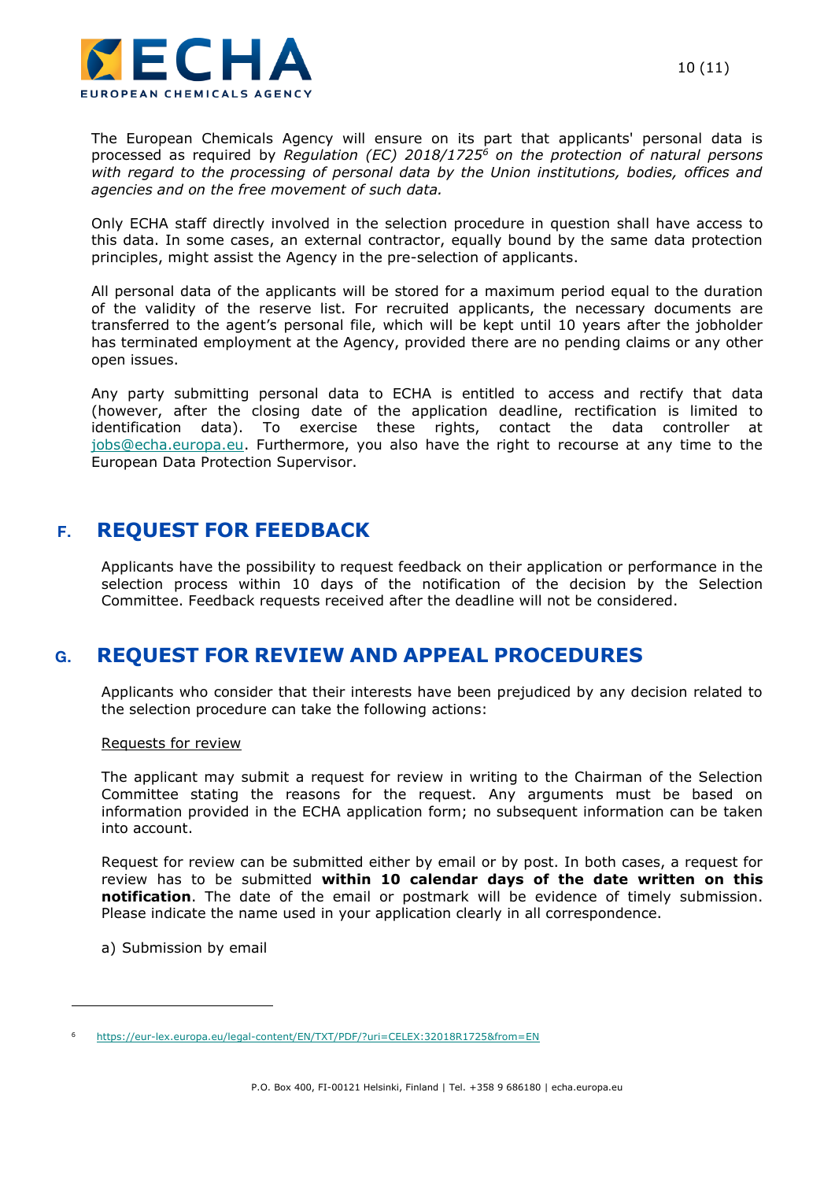The European Chemicals Agency will ensure on its part that applicants' personal data is processed as required by *Regulation (EC) 2018/1725*[6] *on the protection of natural persons with regard to the processing of personal data by the Union institutions, bodies, offices and agencies and on the free movement of such data.*

Only ECHA staff directly involved in the selection procedure in question shall have access to this data. In some cases, an external contractor, equally bound by the same data protection principles, might assist the Agency in the pre-selection of applicants.

All personal data of the applicants will be stored for a maximum period equal to the duration of the validity of the reserve list. For recruited applicants, the necessary documents are transferred to the agent's personal file, which will be kept until 10 years after the jobholder has terminated employment at the Agency, provided there are no pending claims or any other open issues.

Any party submitting personal data to ECHA is entitled to access and rectify that data (however, after the closing date of the application deadline, rectification is limited to identification data). To exercise these rights, contact the data controller at jobs@echa.europa.eu. Furthermore, you also have the right to recourse at any time to the European Data Protection Supervisor.

## F. REQUEST FOR FEEDBACK

Applicants have the possibility to request feedback on their application or performance in the selection process within 10 days of the notification of the decision by the Selection Committee. Feedback requests received after the deadline will not be considered.

## G. REQUEST FOR REVIEW AND APPEAL PROCEDURES

Applicants who consider that their interests have been prejudiced by any decision related to the selection procedure can take the following actions:

Requests for review

The applicant may submit a request for review in writing to the Chairman of the Selection Committee stating the reasons for the request. Any arguments must be based on information provided in the ECHA application form; no subsequent information can be taken into account.

Request for review can be submitted either by email or by post. In both cases, a request for review has to be submitted **within 10 calendar days of the date written on this notification**. The date of the email or postmark will be evidence of timely submission. Please indicate the name used in your application clearly in all correspondence.

a) Submission by email

---

[6] https://eur-lex.europa.eu/legal-content/EN/TXT/PDF/?uri=CELEX:32018R1725&from=EN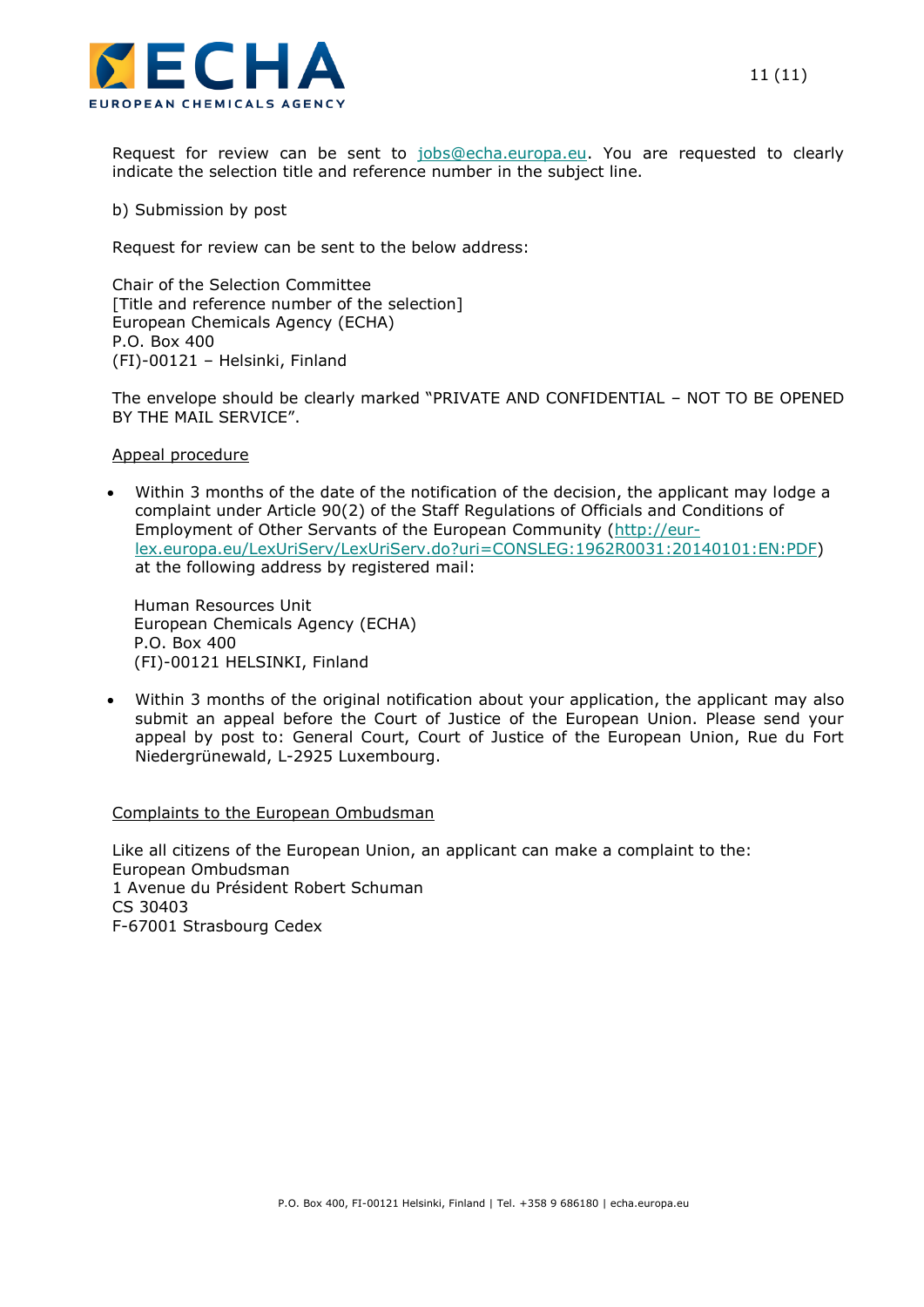Request for review can be sent to jobs@echa.europa.eu. You are requested to clearly indicate the selection title and reference number in the subject line.

b) Submission by post

Request for review can be sent to the below address:

Chair of the Selection Committee
[Title and reference number of the selection]
European Chemicals Agency (ECHA)
P.O. Box 400
(FI)-00121 – Helsinki, Finland

The envelope should be clearly marked "PRIVATE AND CONFIDENTIAL – NOT TO BE OPENED BY THE MAIL SERVICE".

<u>Appeal procedure</u>

- Within 3 months of the date of the notification of the decision, the applicant may lodge a complaint under Article 90(2) of the Staff Regulations of Officials and Conditions of Employment of Other Servants of the European Community (http://eur-lex.europa.eu/LexUriServ/LexUriServ.do?uri=CONSLEG:1962R0031:20140101:EN:PDF) at the following address by registered mail:

  Human Resources Unit
  European Chemicals Agency (ECHA)
  P.O. Box 400
  (FI)-00121 HELSINKI, Finland

- Within 3 months of the original notification about your application, the applicant may also submit an appeal before the Court of Justice of the European Union. Please send your appeal by post to: General Court, Court of Justice of the European Union, Rue du Fort Niedergrünewald, L-2925 Luxembourg.

<u>Complaints to the European Ombudsman</u>

Like all citizens of the European Union, an applicant can make a complaint to the:
European Ombudsman
1 Avenue du Président Robert Schuman
CS 30403
F-67001 Strasbourg Cedex